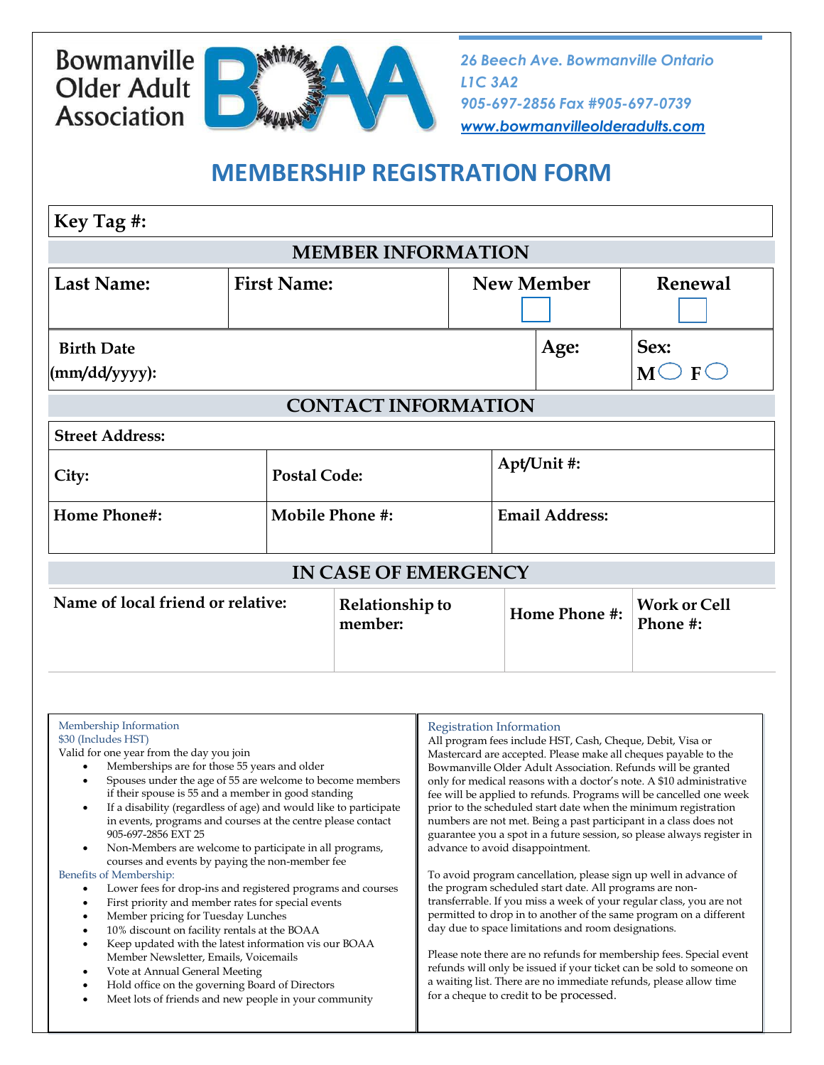Bowmanville Older Adult Association

*26 Beech Ave. Bowmanville Ontario L1C 3A2*
*905-697-2856 Fax #905-697-0739*
*www.bowmanvilleolderadults.com*

# MEMBERSHIP REGISTRATION FORM

| Key Tag #: |
|---|

## MEMBER INFORMATION

| Last Name: | First Name: | New Member ☐ | Renewal ☐ |
|---|---|---|---|
| | | | |

| Birth Date (mm/dd/yyyy): | Age: | Sex: M ◯ F ◯ |
|---|---|---|
| | | |

## CONTACT INFORMATION

| Street Address: | | |
|---|---|---|
| City: | Postal Code: | Apt/Unit #: |
| Home Phone#: | Mobile Phone #: | Email Address: |

## IN CASE OF EMERGENCY

| Name of local friend or relative: | Relationship to member: | Home Phone #: | Work or Cell Phone #: |
|---|---|---|---|
| | | | |

### Membership Information

$30 (Includes HST)
Valid for one year from the day you join

- Memberships are for those 55 years and older
- Spouses under the age of 55 are welcome to become members if their spouse is 55 and a member in good standing
- If a disability (regardless of age) and would like to participate in events, programs and courses at the centre please contact 905-697-2856 EXT 25
- Non-Members are welcome to participate in all programs, courses and events by paying the non-member fee

### Benefits of Membership:

- Lower fees for drop-ins and registered programs and courses
- First priority and member rates for special events
- Member pricing for Tuesday Lunches
- 10% discount on facility rentals at the BOAA
- Keep updated with the latest information vis our BOAA Member Newsletter, Emails, Voicemails
- Vote at Annual General Meeting
- Hold office on the governing Board of Directors
- Meet lots of friends and new people in your community

### Registration Information

All program fees include HST, Cash, Cheque, Debit, Visa or Mastercard are accepted. Please make all cheques payable to the Bowmanville Older Adult Association. Refunds will be granted only for medical reasons with a doctor's note. A $10 administrative fee will be applied to refunds. Programs will be cancelled one week prior to the scheduled start date when the minimum registration numbers are not met. Being a past participant in a class does not guarantee you a spot in a future session, so please always register in advance to avoid disappointment.

To avoid program cancellation, please sign up well in advance of the program scheduled start date. All programs are non-transferrable. If you miss a week of your regular class, you are not permitted to drop in to another of the same program on a different day due to space limitations and room designations.

Please note there are no refunds for membership fees. Special event refunds will only be issued if your ticket can be sold to someone on a waiting list. There are no immediate refunds, please allow time for a cheque to credit to be processed.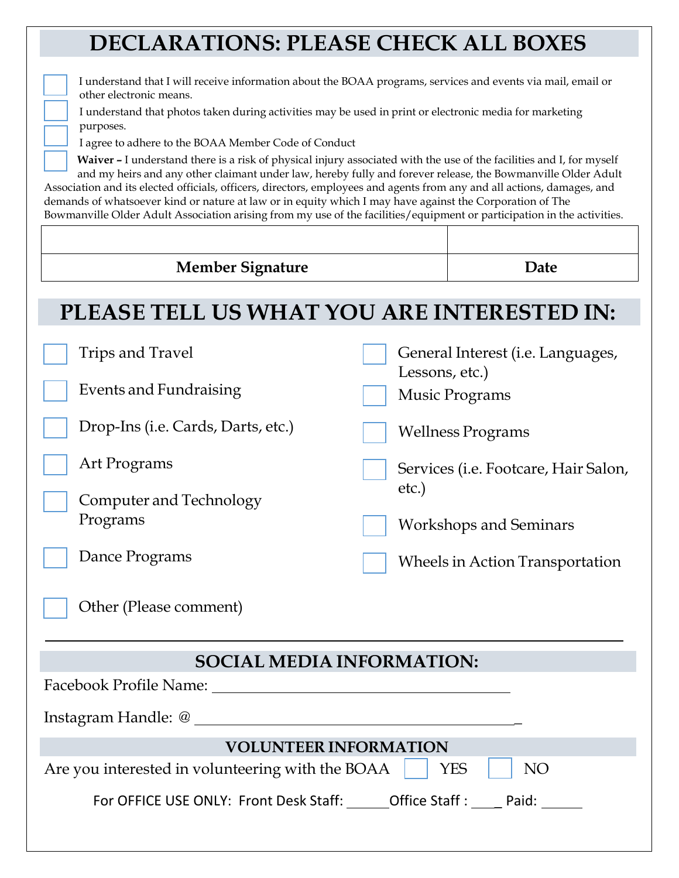# DECLARATIONS: PLEASE CHECK ALL BOXES

- ☐ I understand that I will receive information about the BOAA programs, services and events via mail, email or other electronic means.
- ☐ I understand that photos taken during activities may be used in print or electronic media for marketing purposes.
- ☐ I agree to adhere to the BOAA Member Code of Conduct
- ☐ **Waiver –** I understand there is a risk of physical injury associated with the use of the facilities and I, for myself and my heirs and any other claimant under law, hereby fully and forever release, the Bowmanville Older Adult Association and its elected officials, officers, directors, employees and agents from any and all actions, damages, and demands of whatsoever kind or nature at law or in equity which I may have against the Corporation of The Bowmanville Older Adult Association arising from my use of the facilities/equipment or participation in the activities.

| | |
|---|---|
| | |
| **Member Signature** | **Date** |

# PLEASE TELL US WHAT YOU ARE INTERESTED IN:

- ☐ Trips and Travel
- ☐ Events and Fundraising
- ☐ Drop-Ins (i.e. Cards, Darts, etc.)
- ☐ Art Programs
- ☐ Computer and Technology Programs
- ☐ Dance Programs
- ☐ Other (Please comment)
- ☐ General Interest (i.e. Languages, Lessons, etc.)
- ☐ Music Programs
- ☐ Wellness Programs
- ☐ Services (i.e. Footcare, Hair Salon, etc.)
- ☐ Workshops and Seminars
- ☐ Wheels in Action Transportation

______________________________________________________________

## SOCIAL MEDIA INFORMATION:

Facebook Profile Name: ______________________________

Instagram Handle: @ ______________________________

## VOLUNTEER INFORMATION

Are you interested in volunteering with the BOAA ☐ YES ☐ NO

For OFFICE USE ONLY: Front Desk Staff: ______ Office Staff : ____ Paid: ______